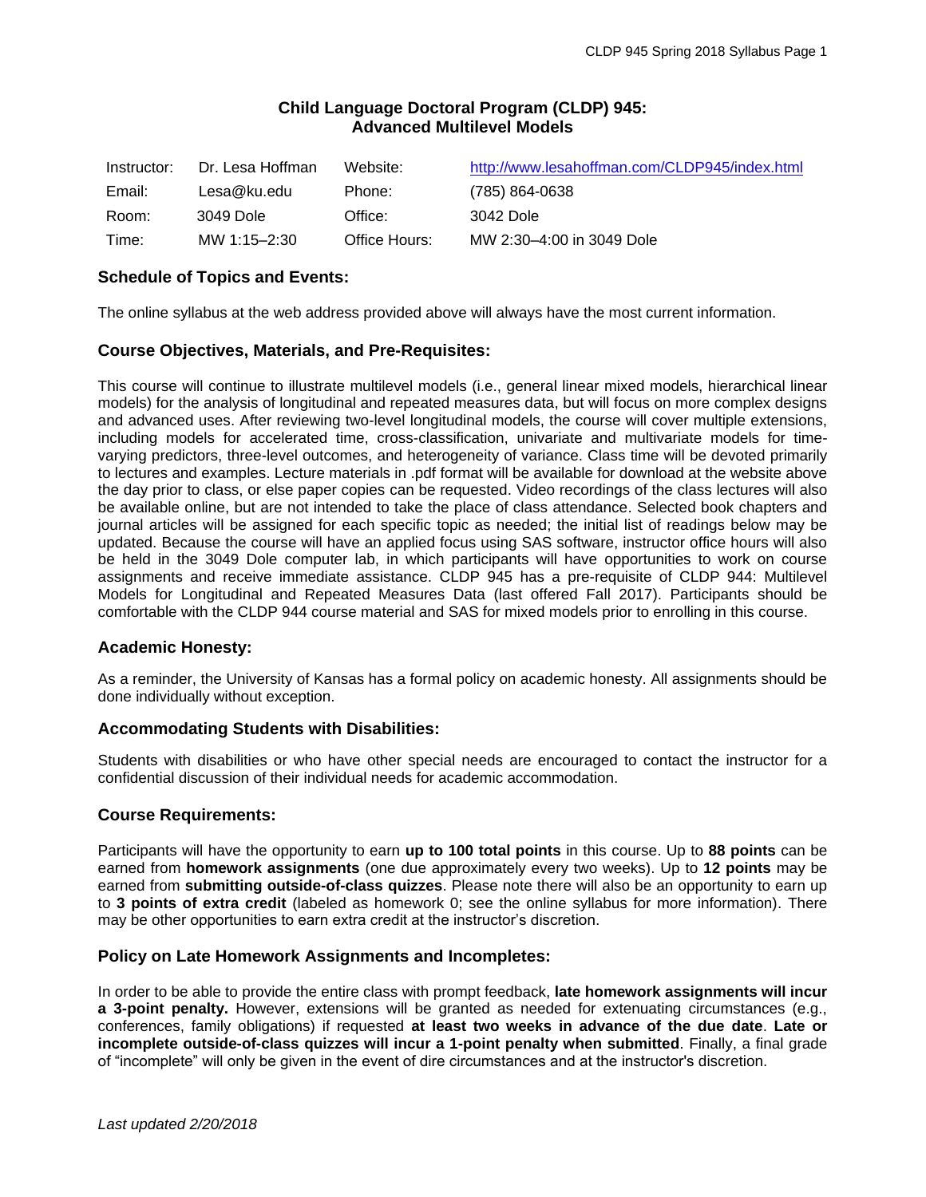# Child Language Doctoral Program (CLDP) 945: Advanced Multilevel Models

| Instructor: | Dr. Lesa Hoffman | Website: | http://www.lesahoffman.com/CLDP945/index.html |
|---|---|---|---|
| Email: | Lesa@ku.edu | Phone: | (785) 864-0638 |
| Room: | 3049 Dole | Office: | 3042 Dole |
| Time: | MW 1:15–2:30 | Office Hours: | MW 2:30–4:00 in 3049 Dole |

## Schedule of Topics and Events:

The online syllabus at the web address provided above will always have the most current information.

## Course Objectives, Materials, and Pre-Requisites:

This course will continue to illustrate multilevel models (i.e., general linear mixed models, hierarchical linear models) for the analysis of longitudinal and repeated measures data, but will focus on more complex designs and advanced uses. After reviewing two-level longitudinal models, the course will cover multiple extensions, including models for accelerated time, cross-classification, univariate and multivariate models for time-varying predictors, three-level outcomes, and heterogeneity of variance. Class time will be devoted primarily to lectures and examples. Lecture materials in .pdf format will be available for download at the website above the day prior to class, or else paper copies can be requested. Video recordings of the class lectures will also be available online, but are not intended to take the place of class attendance. Selected book chapters and journal articles will be assigned for each specific topic as needed; the initial list of readings below may be updated. Because the course will have an applied focus using SAS software, instructor office hours will also be held in the 3049 Dole computer lab, in which participants will have opportunities to work on course assignments and receive immediate assistance. CLDP 945 has a pre-requisite of CLDP 944: Multilevel Models for Longitudinal and Repeated Measures Data (last offered Fall 2017). Participants should be comfortable with the CLDP 944 course material and SAS for mixed models prior to enrolling in this course.

## Academic Honesty:

As a reminder, the University of Kansas has a formal policy on academic honesty. All assignments should be done individually without exception.

## Accommodating Students with Disabilities:

Students with disabilities or who have other special needs are encouraged to contact the instructor for a confidential discussion of their individual needs for academic accommodation.

## Course Requirements:

Participants will have the opportunity to earn **up to 100 total points** in this course. Up to **88 points** can be earned from **homework assignments** (one due approximately every two weeks). Up to **12 points** may be earned from **submitting outside-of-class quizzes**. Please note there will also be an opportunity to earn up to **3 points of extra credit** (labeled as homework 0; see the online syllabus for more information). There may be other opportunities to earn extra credit at the instructor's discretion.

## Policy on Late Homework Assignments and Incompletes:

In order to be able to provide the entire class with prompt feedback, **late homework assignments will incur a 3-point penalty.** However, extensions will be granted as needed for extenuating circumstances (e.g., conferences, family obligations) if requested **at least two weeks in advance of the due date**. **Late or incomplete outside-of-class quizzes will incur a 1-point penalty when submitted**. Finally, a final grade of "incomplete" will only be given in the event of dire circumstances and at the instructor's discretion.

*Last updated 2/20/2018*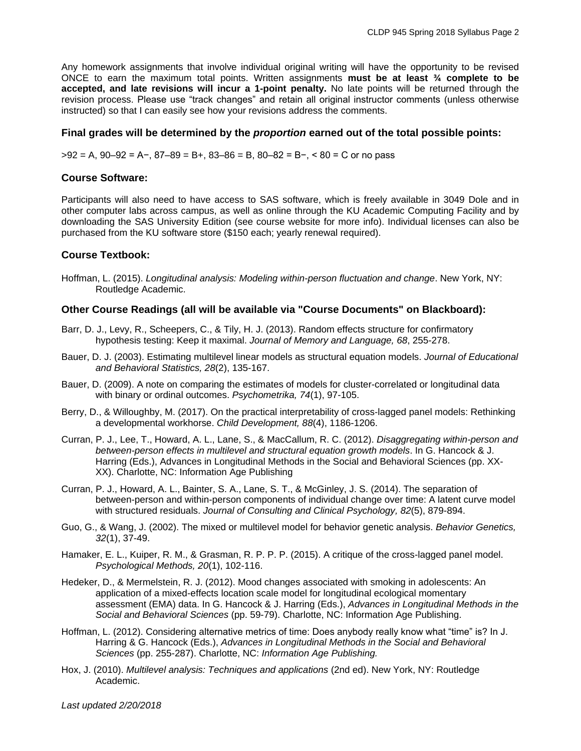Any homework assignments that involve individual original writing will have the opportunity to be revised ONCE to earn the maximum total points. Written assignments **must be at least ¾ complete to be accepted, and late revisions will incur a 1-point penalty.** No late points will be returned through the revision process. Please use "track changes" and retain all original instructor comments (unless otherwise instructed) so that I can easily see how your revisions address the comments.

### Final grades will be determined by the *proportion* earned out of the total possible points:

>92 = A, 90–92 = A−, 87–89 = B+, 83–86 = B, 80–82 = B−, < 80 = C or no pass

### Course Software:

Participants will also need to have access to SAS software, which is freely available in 3049 Dole and in other computer labs across campus, as well as online through the KU Academic Computing Facility and by downloading the SAS University Edition (see course website for more info). Individual licenses can also be purchased from the KU software store ($150 each; yearly renewal required).

### Course Textbook:

Hoffman, L. (2015). *Longitudinal analysis: Modeling within-person fluctuation and change*. New York, NY: Routledge Academic.

### Other Course Readings (all will be available via "Course Documents" on Blackboard):

Barr, D. J., Levy, R., Scheepers, C., & Tily, H. J. (2013). Random effects structure for confirmatory hypothesis testing: Keep it maximal. *Journal of Memory and Language, 68*, 255-278.

Bauer, D. J. (2003). Estimating multilevel linear models as structural equation models. *Journal of Educational and Behavioral Statistics, 28*(2), 135-167.

Bauer, D. (2009). A note on comparing the estimates of models for cluster-correlated or longitudinal data with binary or ordinal outcomes. *Psychometrika, 74*(1), 97-105.

Berry, D., & Willoughby, M. (2017). On the practical interpretability of cross-lagged panel models: Rethinking a developmental workhorse. *Child Development, 88*(4), 1186-1206.

Curran, P. J., Lee, T., Howard, A. L., Lane, S., & MacCallum, R. C. (2012). *Disaggregating within-person and between-person effects in multilevel and structural equation growth models*. In G. Hancock & J. Harring (Eds.), Advances in Longitudinal Methods in the Social and Behavioral Sciences (pp. XX-XX). Charlotte, NC: Information Age Publishing

Curran, P. J., Howard, A. L., Bainter, S. A., Lane, S. T., & McGinley, J. S. (2014). The separation of between-person and within-person components of individual change over time: A latent curve model with structured residuals. *Journal of Consulting and Clinical Psychology, 82*(5), 879-894.

Guo, G., & Wang, J. (2002). The mixed or multilevel model for behavior genetic analysis. *Behavior Genetics, 32*(1), 37-49.

Hamaker, E. L., Kuiper, R. M., & Grasman, R. P. P. P. (2015). A critique of the cross-lagged panel model. *Psychological Methods, 20*(1), 102-116.

Hedeker, D., & Mermelstein, R. J. (2012). Mood changes associated with smoking in adolescents: An application of a mixed-effects location scale model for longitudinal ecological momentary assessment (EMA) data. In G. Hancock & J. Harring (Eds.), *Advances in Longitudinal Methods in the Social and Behavioral Sciences* (pp. 59-79). Charlotte, NC: Information Age Publishing.

Hoffman, L. (2012). Considering alternative metrics of time: Does anybody really know what "time" is? In J. Harring & G. Hancock (Eds.), *Advances in Longitudinal Methods in the Social and Behavioral Sciences* (pp. 255-287). Charlotte, NC: *Information Age Publishing.*

Hox, J. (2010). *Multilevel analysis: Techniques and applications* (2nd ed). New York, NY: Routledge Academic.

*Last updated 2/20/2018*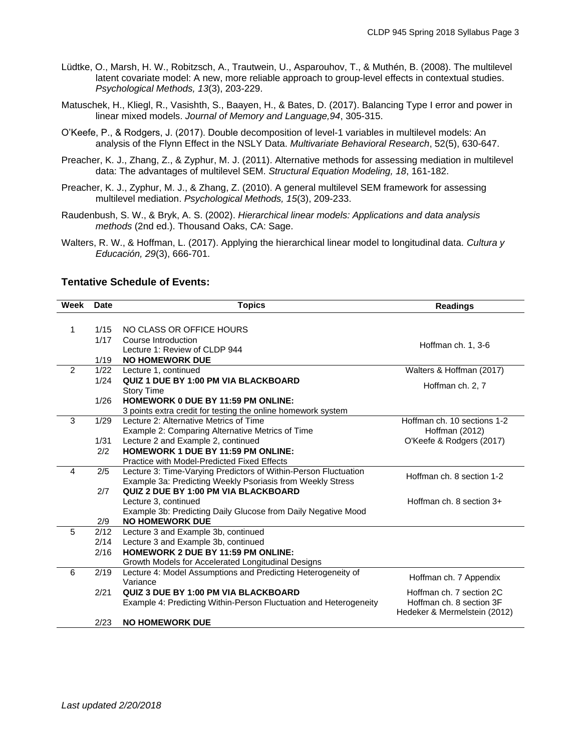Lüdtke, O., Marsh, H. W., Robitzsch, A., Trautwein, U., Asparouhov, T., & Muthén, B. (2008). The multilevel latent covariate model: A new, more reliable approach to group-level effects in contextual studies. *Psychological Methods, 13*(3), 203-229.

Matuschek, H., Kliegl, R., Vasishth, S., Baayen, H., & Bates, D. (2017). Balancing Type I error and power in linear mixed models. *Journal of Memory and Language,94*, 305-315.

O'Keefe, P., & Rodgers, J. (2017). Double decomposition of level-1 variables in multilevel models: An analysis of the Flynn Effect in the NSLY Data. *Multivariate Behavioral Research*, 52(5), 630-647.

Preacher, K. J., Zhang, Z., & Zyphur, M. J. (2011). Alternative methods for assessing mediation in multilevel data: The advantages of multilevel SEM. *Structural Equation Modeling, 18*, 161-182.

Preacher, K. J., Zyphur, M. J., & Zhang, Z. (2010). A general multilevel SEM framework for assessing multilevel mediation. *Psychological Methods, 15*(3), 209-233.

Raudenbush, S. W., & Bryk, A. S. (2002). *Hierarchical linear models: Applications and data analysis methods* (2nd ed.). Thousand Oaks, CA: Sage.

Walters, R. W., & Hoffman, L. (2017). Applying the hierarchical linear model to longitudinal data. *Cultura y Educación, 29*(3), 666-701.

## Tentative Schedule of Events:

| Week | Date | Topics | Readings |
|---|---|---|---|
| 1 | 1/15 | NO CLASS OR OFFICE HOURS | |
| | 1/17 | Course Introduction<br>Lecture 1: Review of CLDP 944 | Hoffman ch. 1, 3-6 |
| | 1/19 | **NO HOMEWORK DUE** | |
| 2 | 1/22 | Lecture 1, continued | Walters & Hoffman (2017) |
| | 1/24 | **QUIZ 1 DUE BY 1:00 PM VIA BLACKBOARD**<br>Story Time | Hoffman ch. 2, 7 |
| | 1/26 | **HOMEWORK 0 DUE BY 11:59 PM ONLINE:**<br>3 points extra credit for testing the online homework system | |
| 3 | 1/29 | Lecture 2: Alternative Metrics of Time<br>Example 2: Comparing Alternative Metrics of Time | Hoffman ch. 10 sections 1-2<br>Hoffman (2012) |
| | 1/31 | Lecture 2 and Example 2, continued | O'Keefe & Rodgers (2017) |
| | 2/2 | **HOMEWORK 1 DUE BY 11:59 PM ONLINE:**<br>Practice with Model-Predicted Fixed Effects | |
| 4 | 2/5 | Lecture 3: Time-Varying Predictors of Within-Person Fluctuation<br>Example 3a: Predicting Weekly Psoriasis from Weekly Stress | Hoffman ch. 8 section 1-2 |
| | 2/7 | **QUIZ 2 DUE BY 1:00 PM VIA BLACKBOARD**<br>Lecture 3, continued<br>Example 3b: Predicting Daily Glucose from Daily Negative Mood | Hoffman ch. 8 section 3+ |
| | 2/9 | **NO HOMEWORK DUE** | |
| 5 | 2/12 | Lecture 3 and Example 3b, continued | |
| | 2/14 | Lecture 3 and Example 3b, continued | |
| | 2/16 | **HOMEWORK 2 DUE BY 11:59 PM ONLINE:**<br>Growth Models for Accelerated Longitudinal Designs | |
| 6 | 2/19 | Lecture 4: Model Assumptions and Predicting Heterogeneity of Variance | Hoffman ch. 7 Appendix |
| | 2/21 | **QUIZ 3 DUE BY 1:00 PM VIA BLACKBOARD**<br>Example 4: Predicting Within-Person Fluctuation and Heterogeneity | Hoffman ch. 7 section 2C<br>Hoffman ch. 8 section 3F<br>Hedeker & Mermelstein (2012) |
| | 2/23 | **NO HOMEWORK DUE** | |

*Last updated 2/20/2018*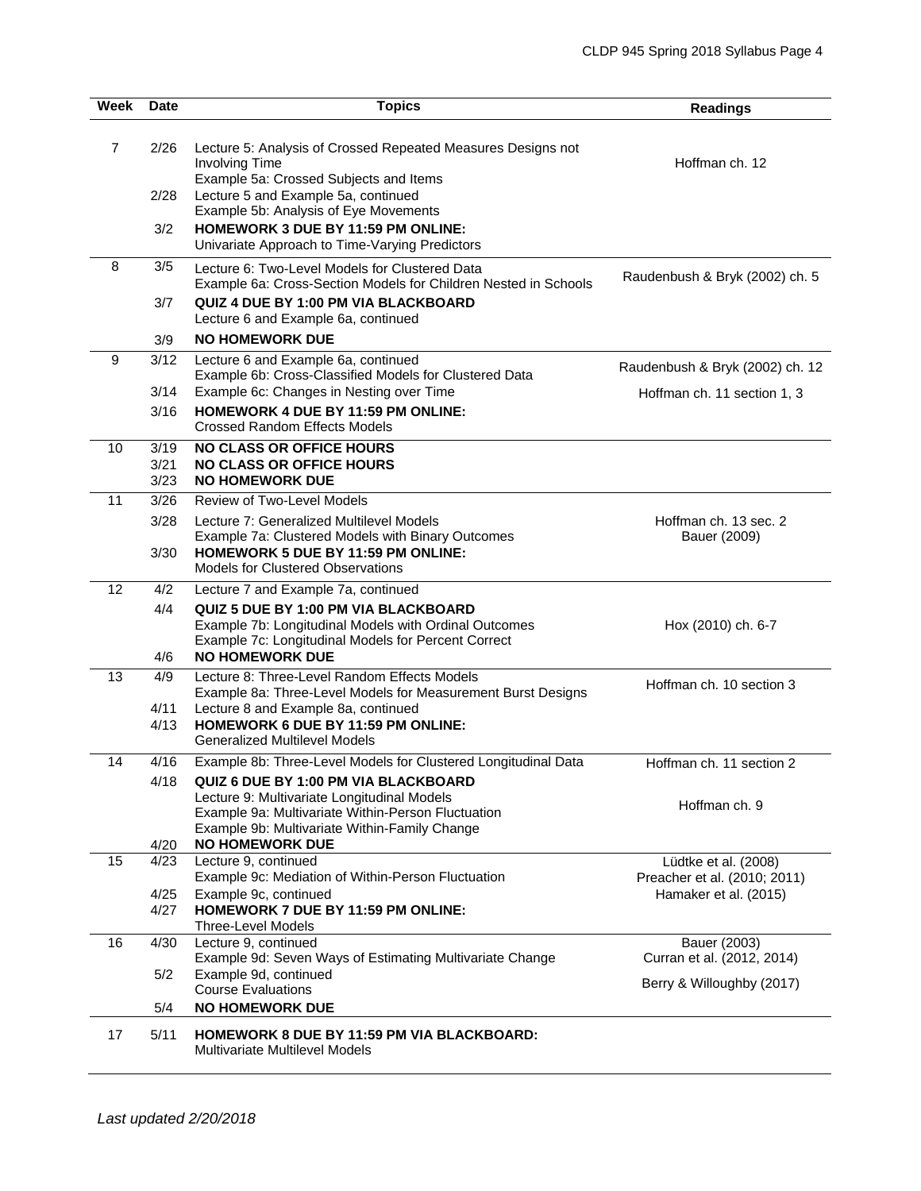| Week | Date | Topics | Readings |
|---|---|---|---|
| 7 | 2/26 | Lecture 5: Analysis of Crossed Repeated Measures Designs not Involving Time<br>Example 5a: Crossed Subjects and Items | Hoffman ch. 12 |
| | 2/28 | Lecture 5 and Example 5a, continued<br>Example 5b: Analysis of Eye Movements | |
| | 3/2 | **HOMEWORK 3 DUE BY 11:59 PM ONLINE:**<br>Univariate Approach to Time-Varying Predictors | |
| 8 | 3/5 | Lecture 6: Two-Level Models for Clustered Data<br>Example 6a: Cross-Section Models for Children Nested in Schools | Raudenbush & Bryk (2002) ch. 5 |
| | 3/7 | **QUIZ 4 DUE BY 1:00 PM VIA BLACKBOARD**<br>Lecture 6 and Example 6a, continued | |
| | 3/9 | **NO HOMEWORK DUE** | |
| 9 | 3/12 | Lecture 6 and Example 6a, continued<br>Example 6b: Cross-Classified Models for Clustered Data | Raudenbush & Bryk (2002) ch. 12 |
| | 3/14 | Example 6c: Changes in Nesting over Time | Hoffman ch. 11 section 1, 3 |
| | 3/16 | **HOMEWORK 4 DUE BY 11:59 PM ONLINE:**<br>Crossed Random Effects Models | |
| 10 | 3/19 | **NO CLASS OR OFFICE HOURS** | |
| | 3/21 | **NO CLASS OR OFFICE HOURS** | |
| | 3/23 | **NO HOMEWORK DUE** | |
| 11 | 3/26 | Review of Two-Level Models | |
| | 3/28 | Lecture 7: Generalized Multilevel Models<br>Example 7a: Clustered Models with Binary Outcomes | Hoffman ch. 13 sec. 2<br>Bauer (2009) |
| | 3/30 | **HOMEWORK 5 DUE BY 11:59 PM ONLINE:**<br>Models for Clustered Observations | |
| 12 | 4/2 | Lecture 7 and Example 7a, continued | |
| | 4/4 | **QUIZ 5 DUE BY 1:00 PM VIA BLACKBOARD**<br>Example 7b: Longitudinal Models with Ordinal Outcomes<br>Example 7c: Longitudinal Models for Percent Correct | Hox (2010) ch. 6-7 |
| | 4/6 | **NO HOMEWORK DUE** | |
| 13 | 4/9 | Lecture 8: Three-Level Random Effects Models<br>Example 8a: Three-Level Models for Measurement Burst Designs | Hoffman ch. 10 section 3 |
| | 4/11 | Lecture 8 and Example 8a, continued | |
| | 4/13 | **HOMEWORK 6 DUE BY 11:59 PM ONLINE:**<br>Generalized Multilevel Models | |
| 14 | 4/16 | Example 8b: Three-Level Models for Clustered Longitudinal Data | Hoffman ch. 11 section 2 |
| | 4/18 | **QUIZ 6 DUE BY 1:00 PM VIA BLACKBOARD**<br>Lecture 9: Multivariate Longitudinal Models<br>Example 9a: Multivariate Within-Person Fluctuation<br>Example 9b: Multivariate Within-Family Change | Hoffman ch. 9 |
| | 4/20 | **NO HOMEWORK DUE** | |
| 15 | 4/23 | Lecture 9, continued<br>Example 9c: Mediation of Within-Person Fluctuation | Lüdtke et al. (2008)<br>Preacher et al. (2010; 2011) |
| | 4/25 | Example 9c, continued | Hamaker et al. (2015) |
| | 4/27 | **HOMEWORK 7 DUE BY 11:59 PM ONLINE:**<br>Three-Level Models | |
| 16 | 4/30 | Lecture 9, continued<br>Example 9d: Seven Ways of Estimating Multivariate Change | Bauer (2003)<br>Curran et al. (2012, 2014) |
| | 5/2 | Example 9d, continued<br>Course Evaluations | Berry & Willoughby (2017) |
| | 5/4 | **NO HOMEWORK DUE** | |
| 17 | 5/11 | **HOMEWORK 8 DUE BY 11:59 PM VIA BLACKBOARD:**<br>Multivariate Multilevel Models | |

*Last updated 2/20/2018*